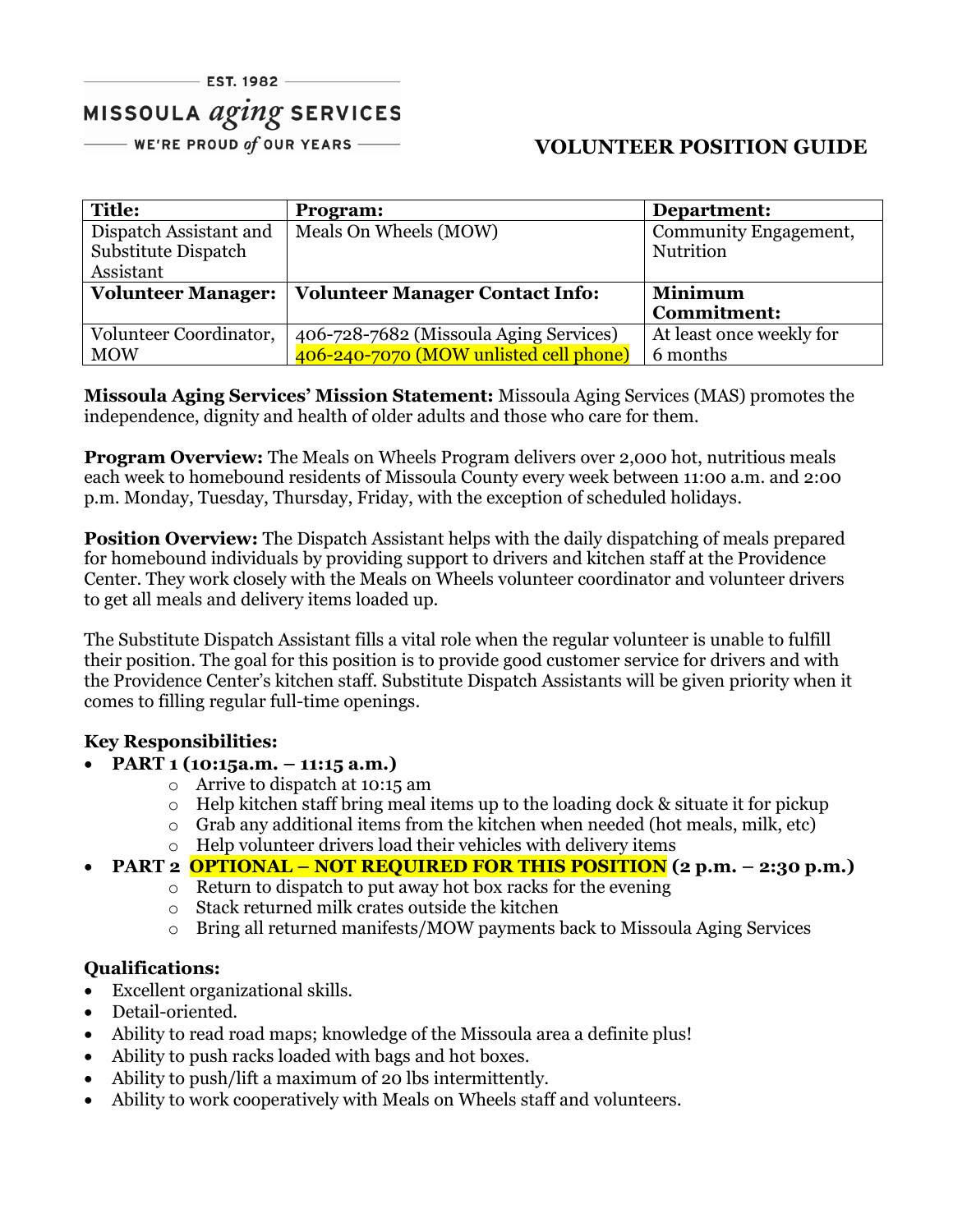EST. 1982

MISSOULA *aging* SERVICES

WE'RE PROUD *of* OUR YEARS

# VOLUNTEER POSITION GUIDE

| **Title:** | **Program:** | **Department:** |
|---|---|---|
| Dispatch Assistant and Substitute Dispatch Assistant | Meals On Wheels (MOW) | Community Engagement, Nutrition |
| **Volunteer Manager:** | **Volunteer Manager Contact Info:** | **Minimum Commitment:** |
| Volunteer Coordinator, MOW | 406-728-7682 (Missoula Aging Services) 406-240-7070 (MOW unlisted cell phone) | At least once weekly for 6 months |

**Missoula Aging Services' Mission Statement:** Missoula Aging Services (MAS) promotes the independence, dignity and health of older adults and those who care for them.

**Program Overview:** The Meals on Wheels Program delivers over 2,000 hot, nutritious meals each week to homebound residents of Missoula County every week between 11:00 a.m. and 2:00 p.m. Monday, Tuesday, Thursday, Friday, with the exception of scheduled holidays.

**Position Overview:** The Dispatch Assistant helps with the daily dispatching of meals prepared for homebound individuals by providing support to drivers and kitchen staff at the Providence Center. They work closely with the Meals on Wheels volunteer coordinator and volunteer drivers to get all meals and delivery items loaded up.

The Substitute Dispatch Assistant fills a vital role when the regular volunteer is unable to fulfill their position. The goal for this position is to provide good customer service for drivers and with the Providence Center's kitchen staff. Substitute Dispatch Assistants will be given priority when it comes to filling regular full-time openings.

**Key Responsibilities:**

- **PART 1 (10:15a.m. – 11:15 a.m.)**
  - Arrive to dispatch at 10:15 am
  - Help kitchen staff bring meal items up to the loading dock & situate it for pickup
  - Grab any additional items from the kitchen when needed (hot meals, milk, etc)
  - Help volunteer drivers load their vehicles with delivery items
- **PART 2 OPTIONAL – NOT REQUIRED FOR THIS POSITION (2 p.m. – 2:30 p.m.)**
  - Return to dispatch to put away hot box racks for the evening
  - Stack returned milk crates outside the kitchen
  - Bring all returned manifests/MOW payments back to Missoula Aging Services

**Qualifications:**

- Excellent organizational skills.
- Detail-oriented.
- Ability to read road maps; knowledge of the Missoula area a definite plus!
- Ability to push racks loaded with bags and hot boxes.
- Ability to push/lift a maximum of 20 lbs intermittently.
- Ability to work cooperatively with Meals on Wheels staff and volunteers.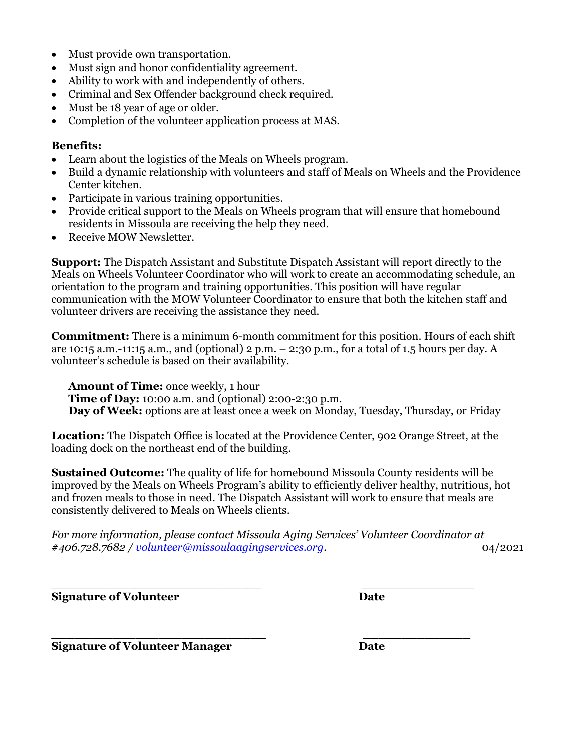- Must provide own transportation.
- Must sign and honor confidentiality agreement.
- Ability to work with and independently of others.
- Criminal and Sex Offender background check required.
- Must be 18 year of age or older.
- Completion of the volunteer application process at MAS.

**Benefits:**

- Learn about the logistics of the Meals on Wheels program.
- Build a dynamic relationship with volunteers and staff of Meals on Wheels and the Providence Center kitchen.
- Participate in various training opportunities.
- Provide critical support to the Meals on Wheels program that will ensure that homebound residents in Missoula are receiving the help they need.
- Receive MOW Newsletter.

**Support:** The Dispatch Assistant and Substitute Dispatch Assistant will report directly to the Meals on Wheels Volunteer Coordinator who will work to create an accommodating schedule, an orientation to the program and training opportunities. This position will have regular communication with the MOW Volunteer Coordinator to ensure that both the kitchen staff and volunteer drivers are receiving the assistance they need.

**Commitment:** There is a minimum 6-month commitment for this position. Hours of each shift are 10:15 a.m.-11:15 a.m., and (optional) 2 p.m. – 2:30 p.m., for a total of 1.5 hours per day. A volunteer's schedule is based on their availability.

**Amount of Time:** once weekly, 1 hour
**Time of Day:** 10:00 a.m. and (optional) 2:00-2:30 p.m.
**Day of Week:** options are at least once a week on Monday, Tuesday, Thursday, or Friday

**Location:** The Dispatch Office is located at the Providence Center, 902 Orange Street, at the loading dock on the northeast end of the building.

**Sustained Outcome:** The quality of life for homebound Missoula County residents will be improved by the Meals on Wheels Program's ability to efficiently deliver healthy, nutritious, hot and frozen meals to those in need. The Dispatch Assistant will work to ensure that meals are consistently delivered to Meals on Wheels clients.

*For more information, please contact Missoula Aging Services' Volunteer Coordinator at #406.728.7682 / [volunteer@missoulaagingservices.org](mailto:volunteer@missoulaagingservices.org).* 04/2021

______________________________ ________________
**Signature of Volunteer** **Date**

______________________________ ________________
**Signature of Volunteer Manager** **Date**